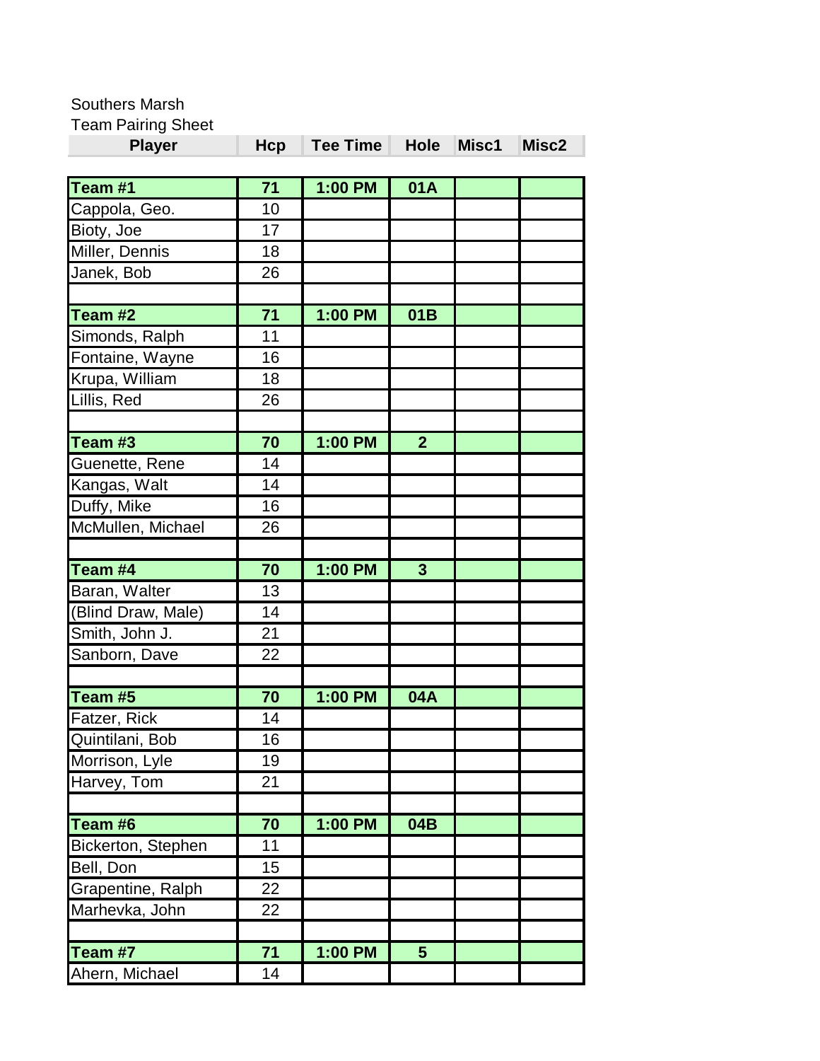Southers Marsh

Team Pairing Sheet

| Player | Hcp | Tee Time | Hole | Misc1 | Misc2 |
|---|---|---|---|---|---|
| **Team #1** | **71** | **1:00 PM** | **01A** | | |
| Cappola, Geo. | 10 | | | | |
| Bioty, Joe | 17 | | | | |
| Miller, Dennis | 18 | | | | |
| Janek, Bob | 26 | | | | |
| | | | | | |
| **Team #2** | **71** | **1:00 PM** | **01B** | | |
| Simonds, Ralph | 11 | | | | |
| Fontaine, Wayne | 16 | | | | |
| Krupa, William | 18 | | | | |
| Lillis, Red | 26 | | | | |
| | | | | | |
| **Team #3** | **70** | **1:00 PM** | **2** | | |
| Guenette, Rene | 14 | | | | |
| Kangas, Walt | 14 | | | | |
| Duffy, Mike | 16 | | | | |
| McMullen, Michael | 26 | | | | |
| | | | | | |
| **Team #4** | **70** | **1:00 PM** | **3** | | |
| Baran, Walter | 13 | | | | |
| (Blind Draw, Male) | 14 | | | | |
| Smith, John J. | 21 | | | | |
| Sanborn, Dave | 22 | | | | |
| | | | | | |
| **Team #5** | **70** | **1:00 PM** | **04A** | | |
| Fatzer, Rick | 14 | | | | |
| Quintilani, Bob | 16 | | | | |
| Morrison, Lyle | 19 | | | | |
| Harvey, Tom | 21 | | | | |
| | | | | | |
| **Team #6** | **70** | **1:00 PM** | **04B** | | |
| Bickerton, Stephen | 11 | | | | |
| Bell, Don | 15 | | | | |
| Grapentine, Ralph | 22 | | | | |
| Marhevka, John | 22 | | | | |
| | | | | | |
| **Team #7** | **71** | **1:00 PM** | **5** | | |
| Ahern, Michael | 14 | | | | |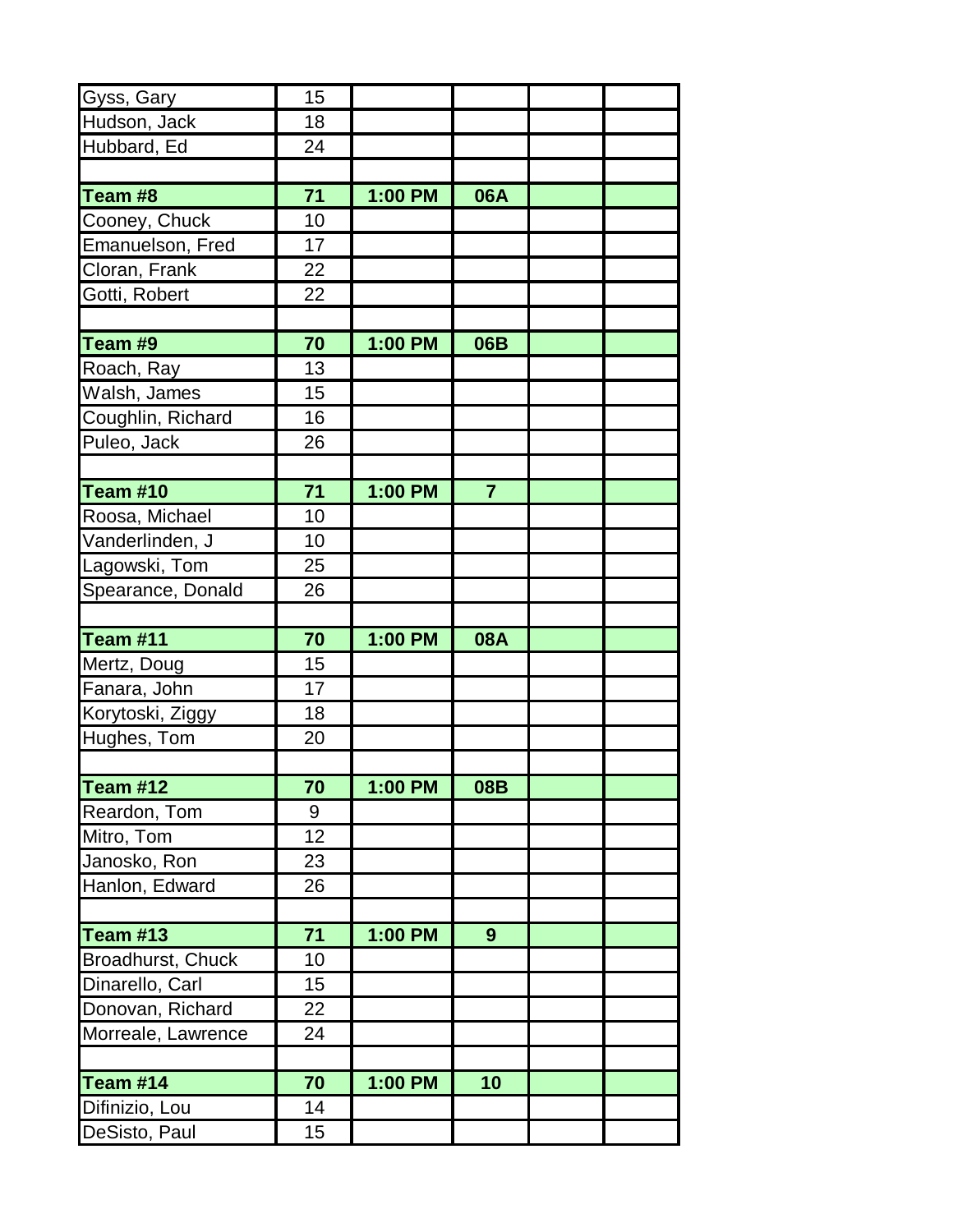| | | | | | |
|---|---|---|---|---|---|
| Gyss, Gary | 15 | | | | |
| Hudson, Jack | 18 | | | | |
| Hubbard, Ed | 24 | | | | |
| | | | | | |
| **Team #8** | **71** | **1:00 PM** | **06A** | | |
| Cooney, Chuck | 10 | | | | |
| Emanuelson, Fred | 17 | | | | |
| Cloran, Frank | 22 | | | | |
| Gotti, Robert | 22 | | | | |
| | | | | | |
| **Team #9** | **70** | **1:00 PM** | **06B** | | |
| Roach, Ray | 13 | | | | |
| Walsh, James | 15 | | | | |
| Coughlin, Richard | 16 | | | | |
| Puleo, Jack | 26 | | | | |
| | | | | | |
| **Team #10** | **71** | **1:00 PM** | **7** | | |
| Roosa, Michael | 10 | | | | |
| Vanderlinden, J | 10 | | | | |
| Lagowski, Tom | 25 | | | | |
| Spearance, Donald | 26 | | | | |
| | | | | | |
| **Team #11** | **70** | **1:00 PM** | **08A** | | |
| Mertz, Doug | 15 | | | | |
| Fanara, John | 17 | | | | |
| Korytoski, Ziggy | 18 | | | | |
| Hughes, Tom | 20 | | | | |
| | | | | | |
| **Team #12** | **70** | **1:00 PM** | **08B** | | |
| Reardon, Tom | 9 | | | | |
| Mitro, Tom | 12 | | | | |
| Janosko, Ron | 23 | | | | |
| Hanlon, Edward | 26 | | | | |
| | | | | | |
| **Team #13** | **71** | **1:00 PM** | **9** | | |
| Broadhurst, Chuck | 10 | | | | |
| Dinarello, Carl | 15 | | | | |
| Donovan, Richard | 22 | | | | |
| Morreale, Lawrence | 24 | | | | |
| | | | | | |
| **Team #14** | **70** | **1:00 PM** | **10** | | |
| Difinizio, Lou | 14 | | | | |
| DeSisto, Paul | 15 | | | | |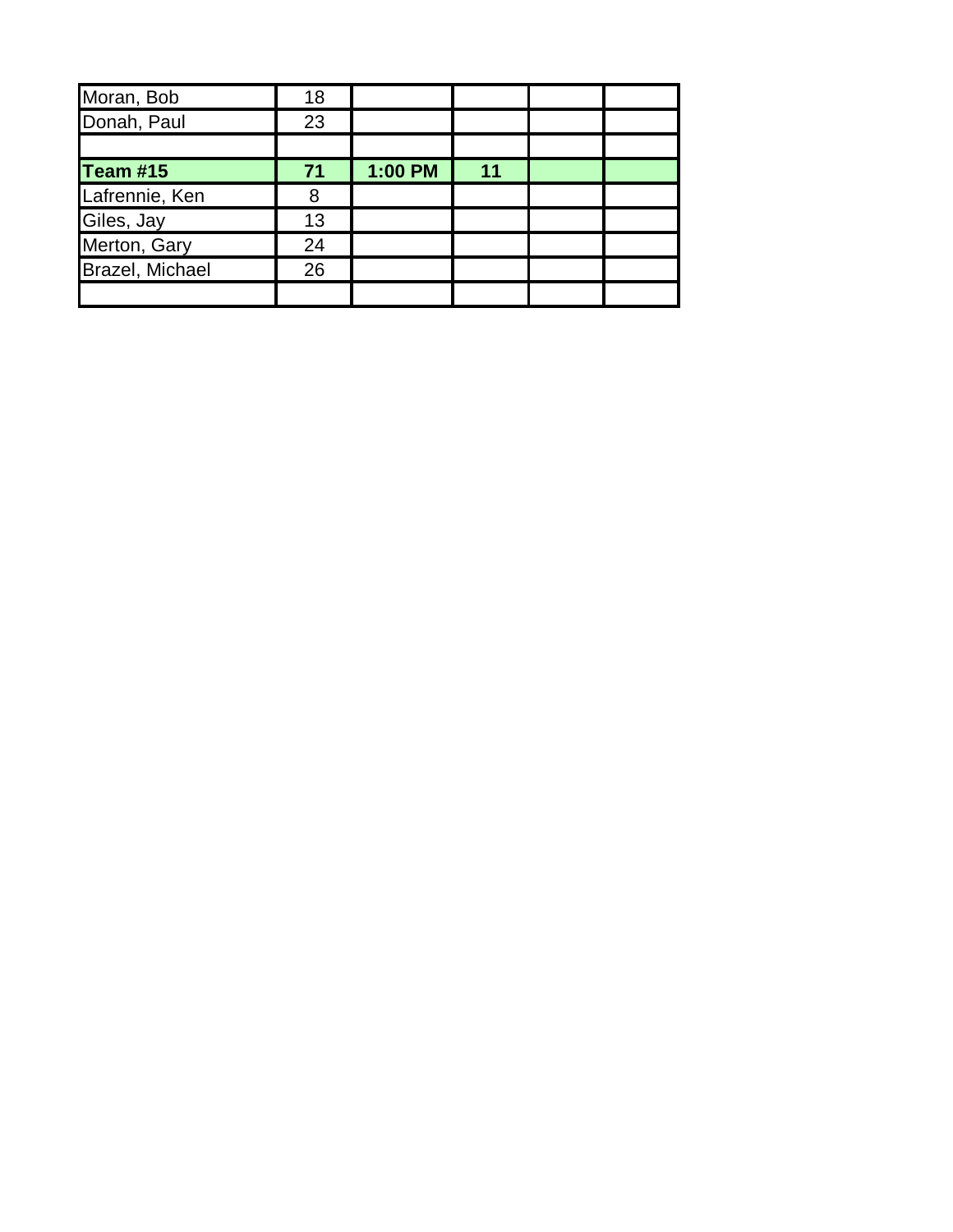| | | | | | |
|---|---|---|---|---|---|
| Moran, Bob | 18 | | | | |
| Donah, Paul | 23 | | | | |
| | | | | | |
| **Team #15** | **71** | **1:00 PM** | **11** | | |
| Lafrennie, Ken | 8 | | | | |
| Giles, Jay | 13 | | | | |
| Merton, Gary | 24 | | | | |
| Brazel, Michael | 26 | | | | |
| | | | | | |